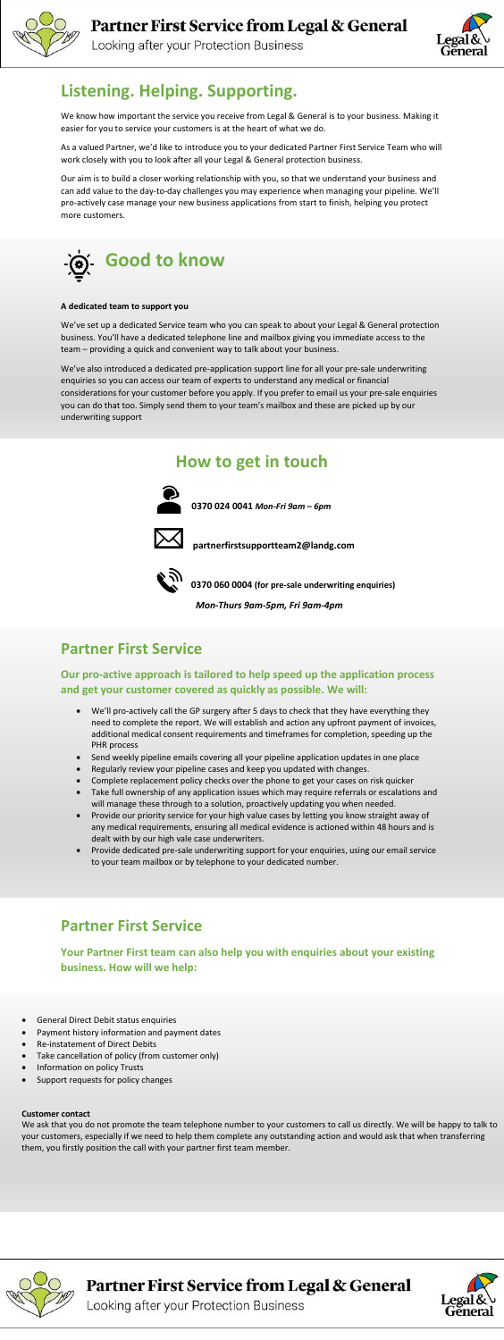# Listening. Helping. Supporting.

We know how important the service you receive from Legal & General is to your business. Making it easier for you to service your customers is at the heart of what we do.

As a valued Partner, we'd like to introduce you to your dedicated Partner First Service Team who will work closely with you to look after all your Legal & General protection business.

Our aim is to build a closer working relationship with you, so that we understand your business and can add value to the day-to-day challenges you may experience when managing your pipeline. We'll pro-actively case manage your new business applications from start to finish, helping you protect more customers.

## Good to know

**A dedicated team to support you**

We've set up a dedicated Service team who you can speak to about your Legal & General protection business. You'll have a dedicated telephone line and mailbox giving you immediate access to the team – providing a quick and convenient way to talk about your business.

We've also introduced a dedicated pre-application support line for all your pre-sale underwriting enquiries so you can access our team of experts to understand any medical or financial considerations for your customer before you apply. If you prefer to email us your pre-sale enquiries you can do that too. Simply send them to your team's mailbox and these are picked up by our underwriting support

## How to get in touch

**0370 024 0041** ***Mon-Fri 9am – 6pm***

**partnerfirstsupportteam2@landg.com**

**0370 060 0004 (for pre-sale underwriting enquiries)**

***Mon-Thurs 9am-5pm, Fri 9am-4pm***

## Partner First Service

### Our pro-active approach is tailored to help speed up the application process and get your customer covered as quickly as possible. We will:

- We'll pro-actively call the GP surgery after 5 days to check that they have everything they need to complete the report. We will establish and action any upfront payment of invoices, additional medical consent requirements and timeframes for completion, speeding up the PHR process
- Send weekly pipeline emails covering all your pipeline application updates in one place
- Regularly review your pipeline cases and keep you updated with changes.
- Complete replacement policy checks over the phone to get your cases on risk quicker
- Take full ownership of any application issues which may require referrals or escalations and will manage these through to a solution, proactively updating you when needed.
- Provide our priority service for your high value cases by letting you know straight away of any medical requirements, ensuring all medical evidence is actioned within 48 hours and is dealt with by our high vale case underwriters.
- Provide dedicated pre-sale underwriting support for your enquiries, using our email service to your team mailbox or by telephone to your dedicated number.

## Partner First Service

### Your Partner First team can also help you with enquiries about your existing business. How will we help:

- General Direct Debit status enquiries
- Payment history information and payment dates
- Re-instatement of Direct Debits
- Take cancellation of policy (from customer only)
- Information on policy Trusts
- Support requests for policy changes

**Customer contact**

We ask that you do not promote the team telephone number to your customers to call us directly. We will be happy to talk to your customers, especially if we need to help them complete any outstanding action and would ask that when transferring them, you firstly position the call with your partner first team member.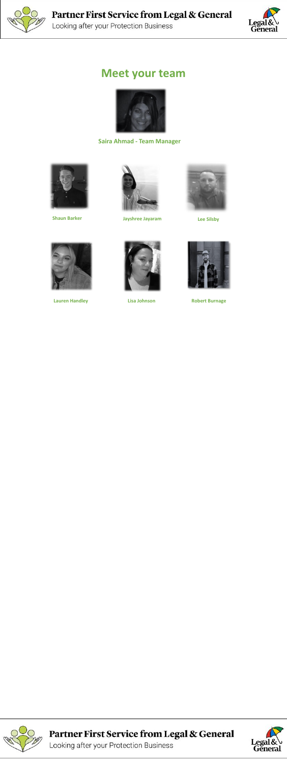## Meet your team

**Saira Ahmad - Team Manager**

**Shaun Barker**

**Jayshree Jayaram**

**Lee Silsby**

**Lauren Handley**

**Lisa Johnson**

**Robert Burnage**